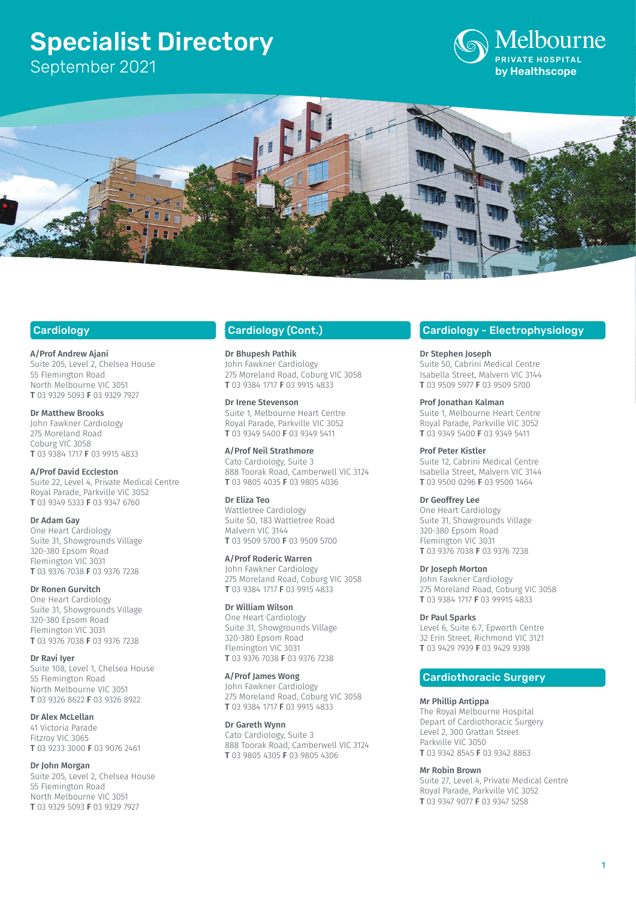# Specialist Directory

September 2021

Melbourne PRIVATE HOSPITAL by Healthscope

## Cardiology

**A/Prof Andrew Ajani**
Suite 205, Level 2, Chelsea House
55 Flemington Road
North Melbourne VIC 3051
**T** 03 9329 5093 **F** 03 9329 7927

**Dr Matthew Brooks**
John Fawkner Cardiology
275 Moreland Road
Coburg VIC 3058
**T** 03 9384 1717 **F** 03 9915 4833

**A/Prof David Eccleston**
Suite 22, Level 4, Private Medical Centre
Royal Parade, Parkville VIC 3052
**T** 03 9349 5333 **F** 03 9347 6760

**Dr Adam Gay**
One Heart Cardiology
Suite 31, Showgrounds Village
320-380 Epsom Road
Flemington VIC 3031
**T** 03 9376 7038 **F** 03 9376 7238

**Dr Ronen Gurvitch**
One Heart Cardiology
Suite 31, Showgrounds Village
320-380 Epsom Road
Flemington VIC 3031
**T** 03 9376 7038 **F** 03 9376 7238

**Dr Ravi Iyer**
Suite 108, Level 1, Chelsea House
55 Flemington Road
North Melbourne VIC 3051
**T** 03 9326 8622 **F** 03 9326 8922

**Dr Alex McLellan**
41 Victoria Parade
Fitzroy VIC 3065
**T** 03 9233 3000 **F** 03 9076 2461

**Dr John Morgan**
Suite 205, Level 2, Chelsea House
55 Flemington Road
North Melbourne VIC 3051
**T** 03 9329 5093 **F** 03 9329 7927

## Cardiology (Cont.)

**Dr Bhupesh Pathik**
John Fawkner Cardiology
275 Moreland Road, Coburg VIC 3058
**T** 03 9384 1717 **F** 03 9915 4833

**Dr Irene Stevenson**
Suite 1, Melbourne Heart Centre
Royal Parade, Parkville VIC 3052
**T** 03 9349 5400 **F** 03 9349 5411

**A/Prof Neil Strathmore**
Cato Cardiology, Suite 3
888 Toorak Road, Camberwell VIC 3124
**T** 03 9805 4035 **F** 03 9805 4036

**Dr Eliza Teo**
Wattletree Cardiology
Suite 50, 183 Wattletree Road
Malvern VIC 3144
**T** 03 9509 5700 **F** 03 9509 5700

**A/Prof Roderic Warren**
John Fawkner Cardiology
275 Moreland Road, Coburg VIC 3058
**T** 03 9384 1717 **F** 03 9915 4833

**Dr William Wilson**
One Heart Cardiology
Suite 31, Showgrounds Village
320-380 Epsom Road
Flemington VIC 3031
**T** 03 9376 7038 **F** 03 9376 7238

**A/Prof James Wong**
John Fawkner Cardiology
275 Moreland Road, Coburg VIC 3058
**T** 03 9384 1717 **F** 03 9915 4833

**Dr Gareth Wynn**
Cato Cardiology, Suite 3
888 Toorak Road, Camberwell VIC 3124
**T** 03 9805 4305 **F** 03 9805 4306

## Cardiology - Electrophysiology

**Dr Stephen Joseph**
Suite 50, Cabrini Medical Centre
Isabella Street, Malvern VIC 3144
**T** 03 9509 5977 **F** 03 9509 5700

**Prof Jonathan Kalman**
Suite 1, Melbourne Heart Centre
Royal Parade, Parkville VIC 3052
**T** 03 9349 5400 **F** 03 9349 5411

**Prof Peter Kistler**
Suite 12, Cabrini Medical Centre
Isabella Street, Malvern VIC 3144
**T** 03 9500 0296 **F** 03 9500 1464

**Dr Geoffrey Lee**
One Heart Cardiology
Suite 31, Showgrounds Village
320-380 Epsom Road
Flemington VIC 3031
**T** 03 9376 7038 **F** 03 9376 7238

**Dr Joseph Morton**
John Fawkner Cardiology
275 Moreland Road, Coburg VIC 3058
**T** 03 9384 1717 **F** 03 99915 4833

**Dr Paul Sparks**
Level 6, Suite 6.7, Epworth Centre
32 Erin Street, Richmond VIC 3121
**T** 03 9429 7939 **F** 03 9429 9398

## Cardiothoracic Surgery

**Mr Phillip Antippa**
The Royal Melbourne Hospital
Depart of Cardiothoracic Surgery
Level 2, 300 Grattan Street
Parkville VIC 3050
**T** 03 9342 8545 **F** 03 9342 8863

**Mr Robin Brown**
Suite 27, Level 4, Private Medical Centre
Royal Parade, Parkville VIC 3052
**T** 03 9347 9077 **F** 03 9347 5258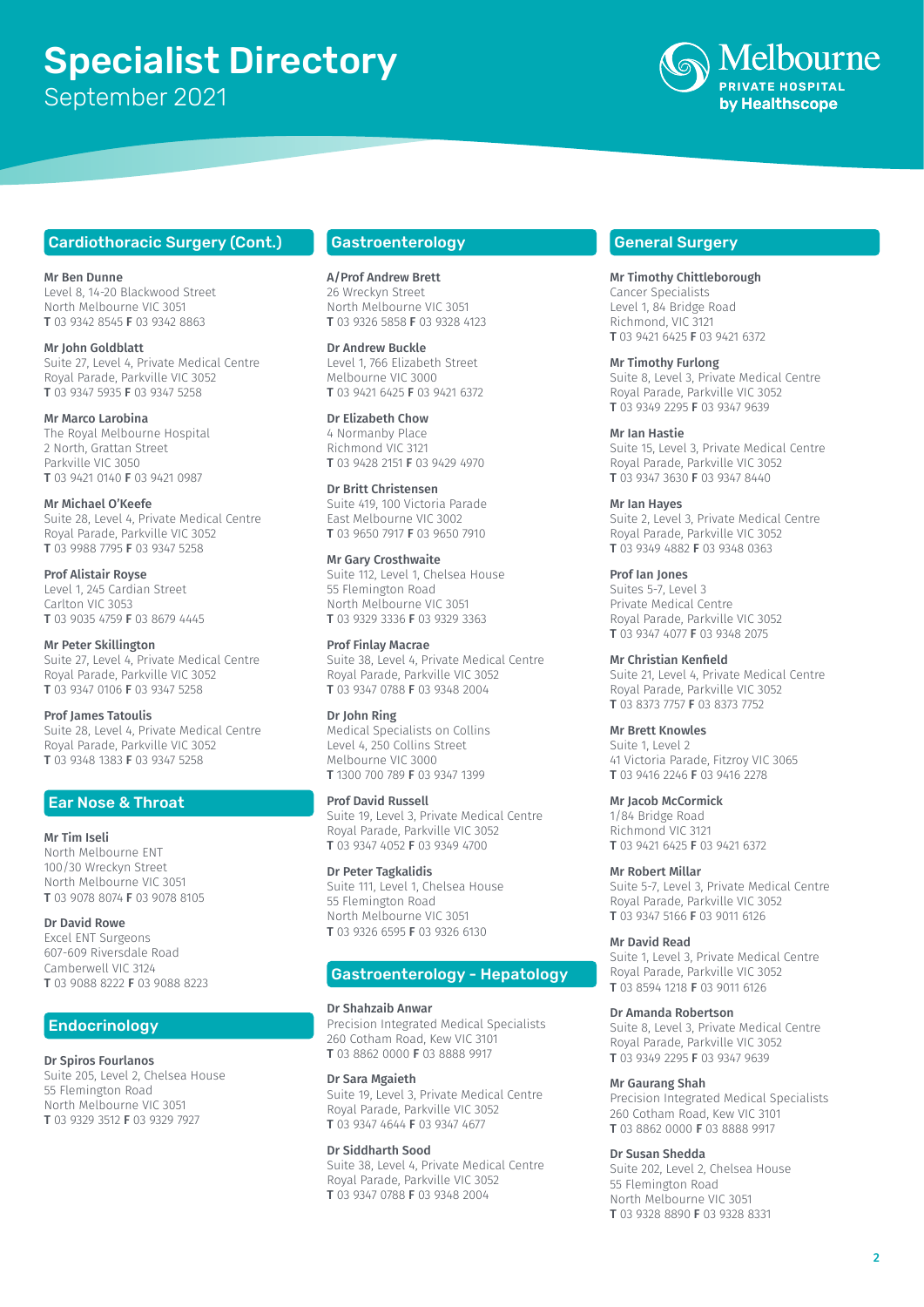# Specialist Directory

September 2021

Melbourne PRIVATE HOSPITAL by Healthscope

## Cardiothoracic Surgery (Cont.)

**Mr Ben Dunne**
Level 8, 14-20 Blackwood Street
North Melbourne VIC 3051
**T** 03 9342 8545 **F** 03 9342 8863

**Mr John Goldblatt**
Suite 27, Level 4, Private Medical Centre
Royal Parade, Parkville VIC 3052
**T** 03 9347 5935 **F** 03 9347 5258

**Mr Marco Larobina**
The Royal Melbourne Hospital
2 North, Grattan Street
Parkville VIC 3050
**T** 03 9421 0140 **F** 03 9421 0987

**Mr Michael O'Keefe**
Suite 28, Level 4, Private Medical Centre
Royal Parade, Parkville VIC 3052
**T** 03 9988 7795 **F** 03 9347 5258

**Prof Alistair Royse**
Level 1, 245 Cardian Street
Carlton VIC 3053
**T** 03 9035 4759 **F** 03 8679 4445

**Mr Peter Skillington**
Suite 27, Level 4, Private Medical Centre
Royal Parade, Parkville VIC 3052
**T** 03 9347 0106 **F** 03 9347 5258

**Prof James Tatoulis**
Suite 28, Level 4, Private Medical Centre
Royal Parade, Parkville VIC 3052
**T** 03 9348 1383 **F** 03 9347 5258

## Ear Nose & Throat

**Mr Tim Iseli**
North Melbourne ENT
100/30 Wreckyn Street
North Melbourne VIC 3051
**T** 03 9078 8074 **F** 03 9078 8105

**Dr David Rowe**
Excel ENT Surgeons
607-609 Riversdale Road
Camberwell VIC 3124
**T** 03 9088 8222 **F** 03 9088 8223

## Endocrinology

**Dr Spiros Fourlanos**
Suite 205, Level 2, Chelsea House
55 Flemington Road
North Melbourne VIC 3051
**T** 03 9329 3512 **F** 03 9329 7927

## Gastroenterology

**A/Prof Andrew Brett**
26 Wreckyn Street
North Melbourne VIC 3051
**T** 03 9326 5858 **F** 03 9328 4123

**Dr Andrew Buckle**
Level 1, 766 Elizabeth Street
Melbourne VIC 3000
**T** 03 9421 6425 **F** 03 9421 6372

**Dr Elizabeth Chow**
4 Normanby Place
Richmond VIC 3121
**T** 03 9428 2151 **F** 03 9429 4970

**Dr Britt Christensen**
Suite 419, 100 Victoria Parade
East Melbourne VIC 3002
**T** 03 9650 7917 **F** 03 9650 7910

**Mr Gary Crosthwaite**
Suite 112, Level 1, Chelsea House
55 Flemington Road
North Melbourne VIC 3051
**T** 03 9329 3336 **F** 03 9329 3363

**Prof Finlay Macrae**
Suite 38, Level 4, Private Medical Centre
Royal Parade, Parkville VIC 3052
**T** 03 9347 0788 **F** 03 9348 2004

**Dr John Ring**
Medical Specialists on Collins
Level 4, 250 Collins Street
Melbourne VIC 3000
**T** 1300 700 789 **F** 03 9347 1399

**Prof David Russell**
Suite 19, Level 3, Private Medical Centre
Royal Parade, Parkville VIC 3052
**T** 03 9347 4052 **F** 03 9349 4700

**Dr Peter Tagkalidis**
Suite 111, Level 1, Chelsea House
55 Flemington Road
North Melbourne VIC 3051
**T** 03 9326 6595 **F** 03 9326 6130

## Gastroenterology - Hepatology

**Dr Shahzaib Anwar**
Precision Integrated Medical Specialists
260 Cotham Road, Kew VIC 3101
**T** 03 8862 0000 **F** 03 8888 9917

**Dr Sara Mgaieth**
Suite 19, Level 3, Private Medical Centre
Royal Parade, Parkville VIC 3052
**T** 03 9347 4644 **F** 03 9347 4677

**Dr Siddharth Sood**
Suite 38, Level 4, Private Medical Centre
Royal Parade, Parkville VIC 3052
**T** 03 9347 0788 **F** 03 9348 2004

## General Surgery

**Mr Timothy Chittleborough**
Cancer Specialists
Level 1, 84 Bridge Road
Richmond, VIC 3121
**T** 03 9421 6425 **F** 03 9421 6372

**Mr Timothy Furlong**
Suite 8, Level 3, Private Medical Centre
Royal Parade, Parkville VIC 3052
**T** 03 9349 2295 **F** 03 9347 9639

**Mr Ian Hastie**
Suite 15, Level 3, Private Medical Centre
Royal Parade, Parkville VIC 3052
**T** 03 9347 3630 **F** 03 9347 8440

**Mr Ian Hayes**
Suite 2, Level 3, Private Medical Centre
Royal Parade, Parkville VIC 3052
**T** 03 9349 4882 **F** 03 9348 0363

**Prof Ian Jones**
Suites 5-7, Level 3
Private Medical Centre
Royal Parade, Parkville VIC 3052
**T** 03 9347 4077 **F** 03 9348 2075

**Mr Christian Kenfield**
Suite 21, Level 4, Private Medical Centre
Royal Parade, Parkville VIC 3052
**T** 03 8373 7757 **F** 03 8373 7752

**Mr Brett Knowles**
Suite 1, Level 2
41 Victoria Parade, Fitzroy VIC 3065
**T** 03 9416 2246 **F** 03 9416 2278

**Mr Jacob McCormick**
1/84 Bridge Road
Richmond VIC 3121
**T** 03 9421 6425 **F** 03 9421 6372

**Mr Robert Millar**
Suite 5-7, Level 3, Private Medical Centre
Royal Parade, Parkville VIC 3052
**T** 03 9347 5166 **F** 03 9011 6126

**Mr David Read**
Suite 1, Level 3, Private Medical Centre
Royal Parade, Parkville VIC 3052
**T** 03 8594 1218 **F** 03 9011 6126

**Dr Amanda Robertson**
Suite 8, Level 3, Private Medical Centre
Royal Parade, Parkville VIC 3052
**T** 03 9349 2295 **F** 03 9347 9639

**Mr Gaurang Shah**
Precision Integrated Medical Specialists
260 Cotham Road, Kew VIC 3101
**T** 03 8862 0000 **F** 03 8888 9917

**Dr Susan Shedda**
Suite 202, Level 2, Chelsea House
55 Flemington Road
North Melbourne VIC 3051
**T** 03 9328 8890 **F** 03 9328 8331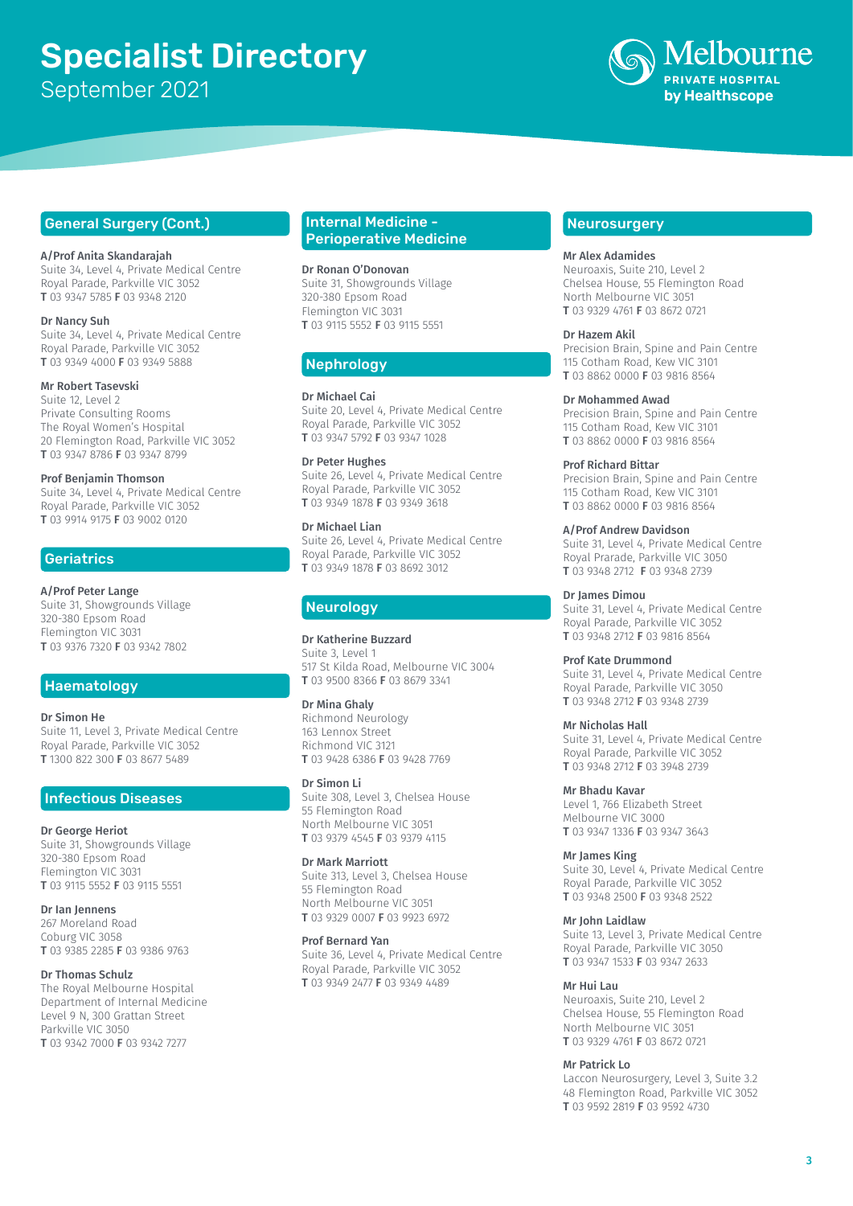# Specialist Directory

September 2021

Melbourne PRIVATE HOSPITAL by Healthscope

## General Surgery (Cont.)

**A/Prof Anita Skandarajah**
Suite 34, Level 4, Private Medical Centre
Royal Parade, Parkville VIC 3052
**T** 03 9347 5785 **F** 03 9348 2120

**Dr Nancy Suh**
Suite 34, Level 4, Private Medical Centre
Royal Parade, Parkville VIC 3052
**T** 03 9349 4000 **F** 03 9349 5888

**Mr Robert Tasevski**
Suite 12, Level 2
Private Consulting Rooms
The Royal Women's Hospital
20 Flemington Road, Parkville VIC 3052
**T** 03 9347 8786 **F** 03 9347 8799

**Prof Benjamin Thomson**
Suite 34, Level 4, Private Medical Centre
Royal Parade, Parkville VIC 3052
**T** 03 9914 9175 **F** 03 9002 0120

## Geriatrics

**A/Prof Peter Lange**
Suite 31, Showgrounds Village
320-380 Epsom Road
Flemington VIC 3031
**T** 03 9376 7320 **F** 03 9342 7802

## Haematology

**Dr Simon He**
Suite 11, Level 3, Private Medical Centre
Royal Parade, Parkville VIC 3052
**T** 1300 822 300 **F** 03 8677 5489

## Infectious Diseases

**Dr George Heriot**
Suite 31, Showgrounds Village
320-380 Epsom Road
Flemington VIC 3031
**T** 03 9115 5552 **F** 03 9115 5551

**Dr Ian Jennens**
267 Moreland Road
Coburg VIC 3058
**T** 03 9385 2285 **F** 03 9386 9763

**Dr Thomas Schulz**
The Royal Melbourne Hospital
Department of Internal Medicine
Level 9 N, 300 Grattan Street
Parkville VIC 3050
**T** 03 9342 7000 **F** 03 9342 7277

## Internal Medicine - Perioperative Medicine

**Dr Ronan O'Donovan**
Suite 31, Showgrounds Village
320-380 Epsom Road
Flemington VIC 3031
**T** 03 9115 5552 **F** 03 9115 5551

## Nephrology

**Dr Michael Cai**
Suite 20, Level 4, Private Medical Centre
Royal Parade, Parkville VIC 3052
**T** 03 9347 5792 **F** 03 9347 1028

**Dr Peter Hughes**
Suite 26, Level 4, Private Medical Centre
Royal Parade, Parkville VIC 3052
**T** 03 9349 1878 **F** 03 9349 3618

**Dr Michael Lian**
Suite 26, Level 4, Private Medical Centre
Royal Parade, Parkville VIC 3052
**T** 03 9349 1878 **F** 03 8692 3012

## Neurology

**Dr Katherine Buzzard**
Suite 3, Level 1
517 St Kilda Road, Melbourne VIC 3004
**T** 03 9500 8366 **F** 03 8679 3341

**Dr Mina Ghaly**
Richmond Neurology
163 Lennox Street
Richmond VIC 3121
**T** 03 9428 6386 **F** 03 9428 7769

**Dr Simon Li**
Suite 308, Level 3, Chelsea House
55 Flemington Road
North Melbourne VIC 3051
**T** 03 9379 4545 **F** 03 9379 4115

**Dr Mark Marriott**
Suite 313, Level 3, Chelsea House
55 Flemington Road
North Melbourne VIC 3051
**T** 03 9329 0007 **F** 03 9923 6972

**Prof Bernard Yan**
Suite 36, Level 4, Private Medical Centre
Royal Parade, Parkville VIC 3052
**T** 03 9349 2477 **F** 03 9349 4489

## Neurosurgery

**Mr Alex Adamides**
Neuroaxis, Suite 210, Level 2
Chelsea House, 55 Flemington Road
North Melbourne VIC 3051
**T** 03 9329 4761 **F** 03 8672 0721

**Dr Hazem Akil**
Precision Brain, Spine and Pain Centre
115 Cotham Road, Kew VIC 3101
**T** 03 8862 0000 **F** 03 9816 8564

**Dr Mohammed Awad**
Precision Brain, Spine and Pain Centre
115 Cotham Road, Kew VIC 3101
**T** 03 8862 0000 **F** 03 9816 8564

**Prof Richard Bittar**
Precision Brain, Spine and Pain Centre
115 Cotham Road, Kew VIC 3101
**T** 03 8862 0000 **F** 03 9816 8564

**A/Prof Andrew Davidson**
Suite 31, Level 4, Private Medical Centre
Royal Prarade, Parkville VIC 3050
**T** 03 9348 2712 **F** 03 9348 2739

**Dr James Dimou**
Suite 31, Level 4, Private Medical Centre
Royal Parade, Parkville VIC 3052
**T** 03 9348 2712 **F** 03 9816 8564

**Prof Kate Drummond**
Suite 31, Level 4, Private Medical Centre
Royal Parade, Parkville VIC 3050
**T** 03 9348 2712 **F** 03 9348 2739

**Mr Nicholas Hall**
Suite 31, Level 4, Private Medical Centre
Royal Parade, Parkville VIC 3052
**T** 03 9348 2712 **F** 03 3948 2739

**Mr Bhadu Kavar**
Level 1, 766 Elizabeth Street
Melbourne VIC 3000
**T** 03 9347 1336 **F** 03 9347 3643

**Mr James King**
Suite 30, Level 4, Private Medical Centre
Royal Parade, Parkville VIC 3052
**T** 03 9348 2500 **F** 03 9348 2522

**Mr John Laidlaw**
Suite 13, Level 3, Private Medical Centre
Royal Parade, Parkville VIC 3050
**T** 03 9347 1533 **F** 03 9347 2633

**Mr Hui Lau**
Neuroaxis, Suite 210, Level 2
Chelsea House, 55 Flemington Road
North Melbourne VIC 3051
**T** 03 9329 4761 **F** 03 8672 0721

**Mr Patrick Lo**
Laccon Neurosurgery, Level 3, Suite 3.2
48 Flemington Road, Parkville VIC 3052
**T** 03 9592 2819 **F** 03 9592 4730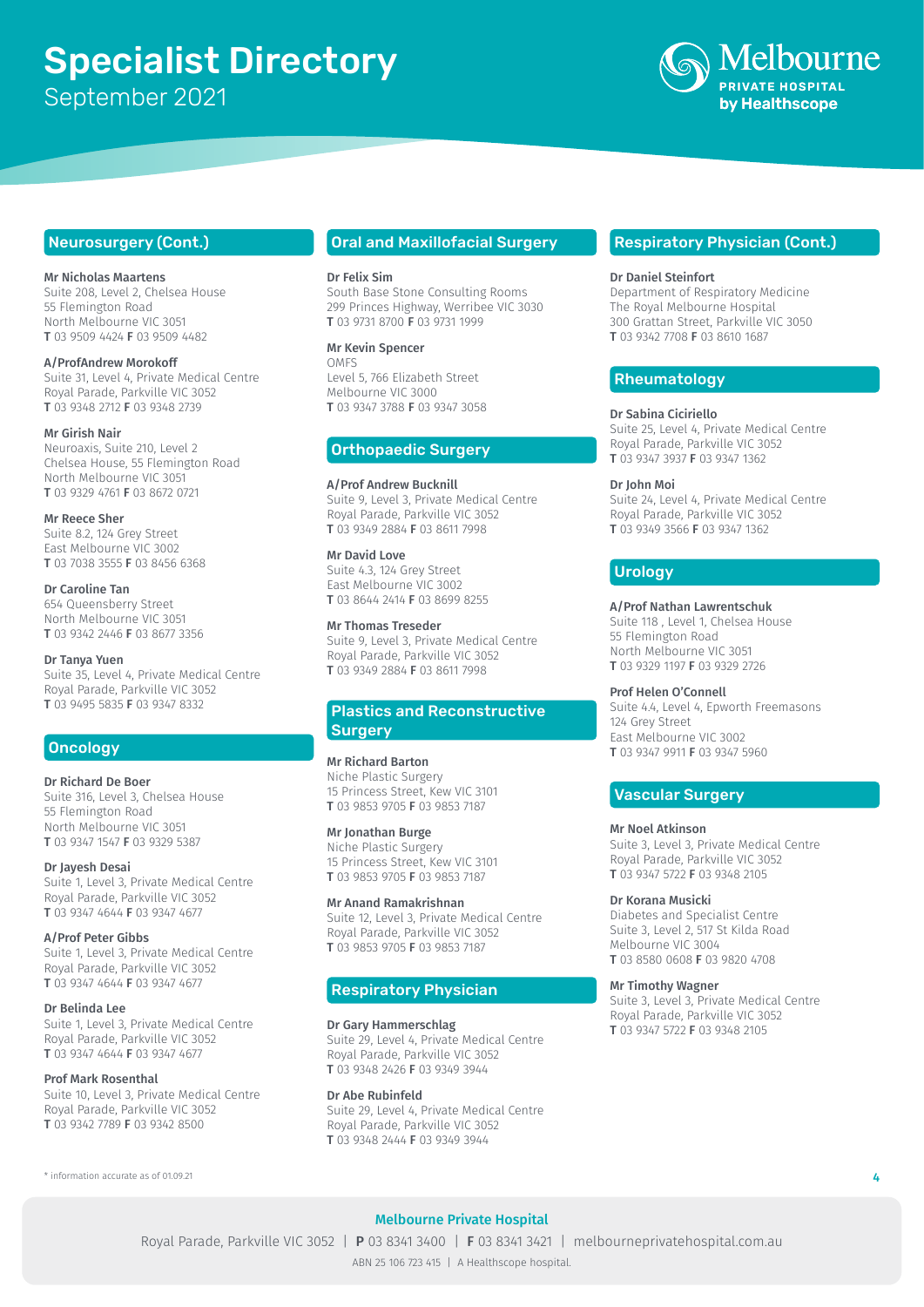# Specialist Directory
September 2021

Melbourne PRIVATE HOSPITAL by Healthscope

## Neurosurgery (Cont.)

**Mr Nicholas Maartens**
Suite 208, Level 2, Chelsea House
55 Flemington Road
North Melbourne VIC 3051
**T** 03 9509 4424 **F** 03 9509 4482

**A/ProfAndrew Morokoff**
Suite 31, Level 4, Private Medical Centre
Royal Parade, Parkville VIC 3052
**T** 03 9348 2712 **F** 03 9348 2739

**Mr Girish Nair**
Neuroaxis, Suite 210, Level 2
Chelsea House, 55 Flemington Road
North Melbourne VIC 3051
**T** 03 9329 4761 **F** 03 8672 0721

**Mr Reece Sher**
Suite 8.2, 124 Grey Street
East Melbourne VIC 3002
**T** 03 7038 3555 **F** 03 8456 6368

**Dr Caroline Tan**
654 Queensberry Street
North Melbourne VIC 3051
**T** 03 9342 2446 **F** 03 8677 3356

**Dr Tanya Yuen**
Suite 35, Level 4, Private Medical Centre
Royal Parade, Parkville VIC 3052
**T** 03 9495 5835 **F** 03 9347 8332

## Oncology

**Dr Richard De Boer**
Suite 316, Level 3, Chelsea House
55 Flemington Road
North Melbourne VIC 3051
**T** 03 9347 1547 **F** 03 9329 5387

**Dr Jayesh Desai**
Suite 1, Level 3, Private Medical Centre
Royal Parade, Parkville VIC 3052
**T** 03 9347 4644 **F** 03 9347 4677

**A/Prof Peter Gibbs**
Suite 1, Level 3, Private Medical Centre
Royal Parade, Parkville VIC 3052
**T** 03 9347 4644 **F** 03 9347 4677

**Dr Belinda Lee**
Suite 1, Level 3, Private Medical Centre
Royal Parade, Parkville VIC 3052
**T** 03 9347 4644 **F** 03 9347 4677

**Prof Mark Rosenthal**
Suite 10, Level 3, Private Medical Centre
Royal Parade, Parkville VIC 3052
**T** 03 9342 7789 **F** 03 9342 8500

## Oral and Maxillofacial Surgery

**Dr Felix Sim**
South Base Stone Consulting Rooms
299 Princes Highway, Werribee VIC 3030
**T** 03 9731 8700 **F** 03 9731 1999

**Mr Kevin Spencer**
OMFS
Level 5, 766 Elizabeth Street
Melbourne VIC 3000
**T** 03 9347 3788 **F** 03 9347 3058

## Orthopaedic Surgery

**A/Prof Andrew Bucknill**
Suite 9, Level 3, Private Medical Centre
Royal Parade, Parkville VIC 3052
**T** 03 9349 2884 **F** 03 8611 7998

**Mr David Love**
Suite 4.3, 124 Grey Street
East Melbourne VIC 3002
**T** 03 8644 2414 **F** 03 8699 8255

**Mr Thomas Treseder**
Suite 9, Level 3, Private Medical Centre
Royal Parade, Parkville VIC 3052
**T** 03 9349 2884 **F** 03 8611 7998

## Plastics and Reconstructive Surgery

**Mr Richard Barton**
Niche Plastic Surgery
15 Princess Street, Kew VIC 3101
**T** 03 9853 9705 **F** 03 9853 7187

**Mr Jonathan Burge**
Niche Plastic Surgery
15 Princess Street, Kew VIC 3101
**T** 03 9853 9705 **F** 03 9853 7187

**Mr Anand Ramakrishnan**
Suite 12, Level 3, Private Medical Centre
Royal Parade, Parkville VIC 3052
**T** 03 9853 9705 **F** 03 9853 7187

## Respiratory Physician

**Dr Gary Hammerschlag**
Suite 29, Level 4, Private Medical Centre
Royal Parade, Parkville VIC 3052
**T** 03 9348 2426 **F** 03 9349 3944

**Dr Abe Rubinfeld**
Suite 29, Level 4, Private Medical Centre
Royal Parade, Parkville VIC 3052
**T** 03 9348 2444 **F** 03 9349 3944

## Respiratory Physician (Cont.)

**Dr Daniel Steinfort**
Department of Respiratory Medicine
The Royal Melbourne Hospital
300 Grattan Street, Parkville VIC 3050
**T** 03 9342 7708 **F** 03 8610 1687

## Rheumatology

**Dr Sabina Ciciriello**
Suite 25, Level 4, Private Medical Centre
Royal Parade, Parkville VIC 3052
**T** 03 9347 3937 **F** 03 9347 1362

**Dr John Moi**
Suite 24, Level 4, Private Medical Centre
Royal Parade, Parkville VIC 3052
**T** 03 9349 3566 **F** 03 9347 1362

## Urology

**A/Prof Nathan Lawrentschuk**
Suite 118 , Level 1, Chelsea House
55 Flemington Road
North Melbourne VIC 3051
**T** 03 9329 1197 **F** 03 9329 2726

**Prof Helen O'Connell**
Suite 4.4, Level 4, Epworth Freemasons
124 Grey Street
East Melbourne VIC 3002
**T** 03 9347 9911 **F** 03 9347 5960

## Vascular Surgery

**Mr Noel Atkinson**
Suite 3, Level 3, Private Medical Centre
Royal Parade, Parkville VIC 3052
**T** 03 9347 5722 **F** 03 9348 2105

**Dr Korana Musicki**
Diabetes and Specialist Centre
Suite 3, Level 2, 517 St Kilda Road
Melbourne VIC 3004
**T** 03 8580 0608 **F** 03 9820 4708

**Mr Timothy Wagner**
Suite 3, Level 3, Private Medical Centre
Royal Parade, Parkville VIC 3052
**T** 03 9347 5722 **F** 03 9348 2105

* information accurate as of 01.09.21

**Melbourne Private Hospital**
Royal Parade, Parkville VIC 3052 | **P** 03 8341 3400 | **F** 03 8341 3421 | melbourneprivatehospital.com.au
ABN 25 106 723 415 | A Healthscope hospital.